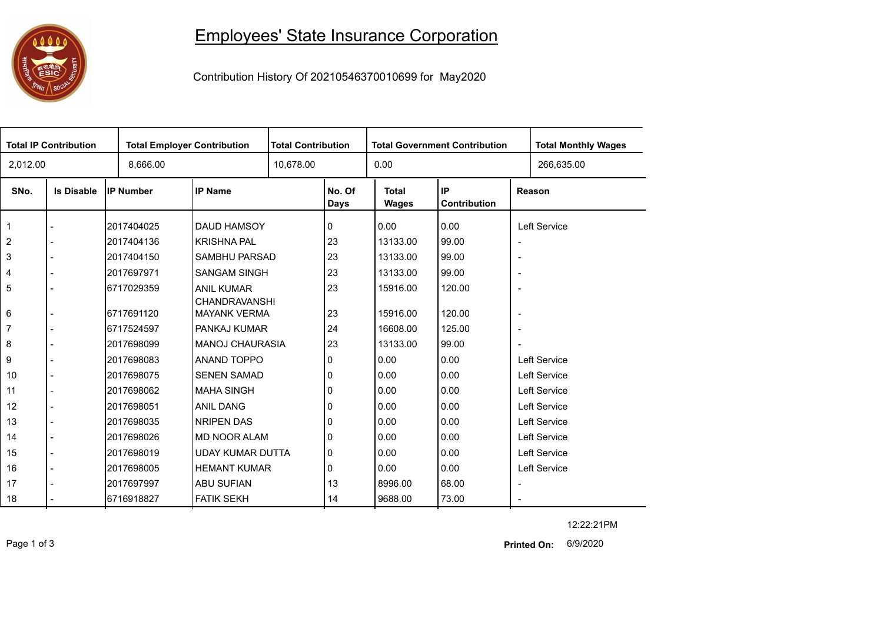# Employees' State Insurance Corporation

Contribution History Of 20210546370010699 for May2020

| Total IP Contribution | Total Employer Contribution | Total Contribution | Total Government Contribution | Total Monthly Wages |
|---|---|---|---|---|
| 2,012.00 | 8,666.00 | 10,678.00 | 0.00 | 266,635.00 |

| SNo. | Is Disable | IP Number | IP Name | No. Of Days | Total Wages | IP Contribution | Reason |
|---|---|---|---|---|---|---|---|
| 1 | - | 2017404025 | DAUD HAMSOY | 0 | 0.00 | 0.00 | Left Service |
| 2 | - | 2017404136 | KRISHNA PAL | 23 | 13133.00 | 99.00 | - |
| 3 | - | 2017404150 | SAMBHU PARSAD | 23 | 13133.00 | 99.00 | - |
| 4 | - | 2017697971 | SANGAM SINGH | 23 | 13133.00 | 99.00 | - |
| 5 | - | 6717029359 | ANIL KUMAR CHANDRAVANSHI | 23 | 15916.00 | 120.00 | - |
| 6 | - | 6717691120 | MAYANK VERMA | 23 | 15916.00 | 120.00 | - |
| 7 | - | 6717524597 | PANKAJ KUMAR | 24 | 16608.00 | 125.00 | - |
| 8 | - | 2017698099 | MANOJ CHAURASIA | 23 | 13133.00 | 99.00 | - |
| 9 | - | 2017698083 | ANAND TOPPO | 0 | 0.00 | 0.00 | Left Service |
| 10 | - | 2017698075 | SENEN SAMAD | 0 | 0.00 | 0.00 | Left Service |
| 11 | - | 2017698062 | MAHA SINGH | 0 | 0.00 | 0.00 | Left Service |
| 12 | - | 2017698051 | ANIL DANG | 0 | 0.00 | 0.00 | Left Service |
| 13 | - | 2017698035 | NRIPEN DAS | 0 | 0.00 | 0.00 | Left Service |
| 14 | - | 2017698026 | MD NOOR ALAM | 0 | 0.00 | 0.00 | Left Service |
| 15 | - | 2017698019 | UDAY KUMAR DUTTA | 0 | 0.00 | 0.00 | Left Service |
| 16 | - | 2017698005 | HEMANT KUMAR | 0 | 0.00 | 0.00 | Left Service |
| 17 | - | 2017697997 | ABU SUFIAN | 13 | 8996.00 | 68.00 | - |
| 18 | - | 6716918827 | FATIK SEKH | 14 | 9688.00 | 73.00 | - |

12:22:21PM

**Printed On:** 6/9/2020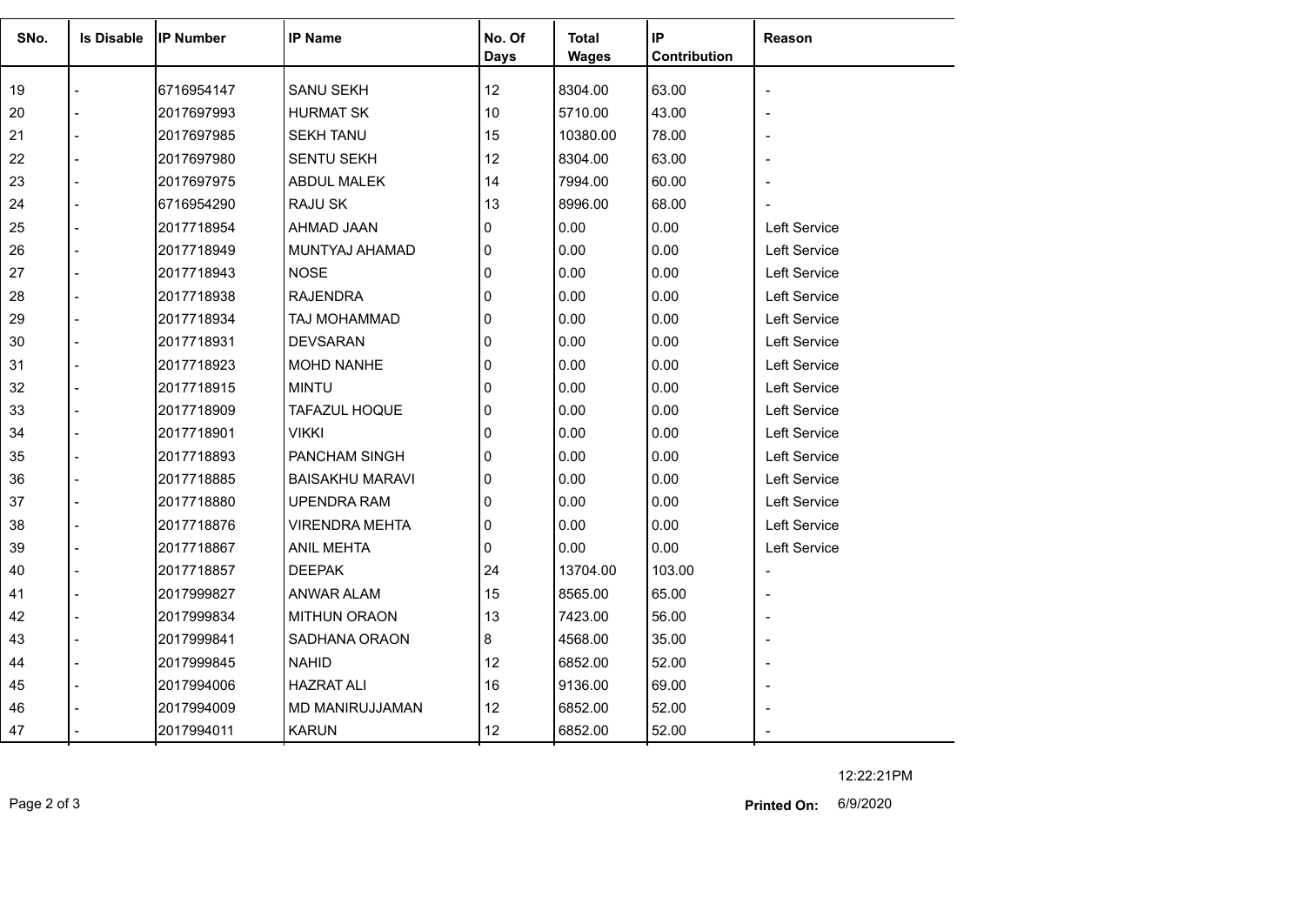| SNo. | Is Disable | IP Number | IP Name | No. Of Days | Total Wages | IP Contribution | Reason |
|---|---|---|---|---|---|---|---|
| 19 | - | 6716954147 | SANU SEKH | 12 | 8304.00 | 63.00 | - |
| 20 | - | 2017697993 | HURMAT SK | 10 | 5710.00 | 43.00 | - |
| 21 | - | 2017697985 | SEKH TANU | 15 | 10380.00 | 78.00 | - |
| 22 | - | 2017697980 | SENTU SEKH | 12 | 8304.00 | 63.00 | - |
| 23 | - | 2017697975 | ABDUL MALEK | 14 | 7994.00 | 60.00 | - |
| 24 | - | 6716954290 | RAJU SK | 13 | 8996.00 | 68.00 | - |
| 25 | - | 2017718954 | AHMAD JAAN | 0 | 0.00 | 0.00 | Left Service |
| 26 | - | 2017718949 | MUNTYAJ AHAMAD | 0 | 0.00 | 0.00 | Left Service |
| 27 | - | 2017718943 | NOSE | 0 | 0.00 | 0.00 | Left Service |
| 28 | - | 2017718938 | RAJENDRA | 0 | 0.00 | 0.00 | Left Service |
| 29 | - | 2017718934 | TAJ MOHAMMAD | 0 | 0.00 | 0.00 | Left Service |
| 30 | - | 2017718931 | DEVSARAN | 0 | 0.00 | 0.00 | Left Service |
| 31 | - | 2017718923 | MOHD NANHE | 0 | 0.00 | 0.00 | Left Service |
| 32 | - | 2017718915 | MINTU | 0 | 0.00 | 0.00 | Left Service |
| 33 | - | 2017718909 | TAFAZUL HOQUE | 0 | 0.00 | 0.00 | Left Service |
| 34 | - | 2017718901 | VIKKI | 0 | 0.00 | 0.00 | Left Service |
| 35 | - | 2017718893 | PANCHAM SINGH | 0 | 0.00 | 0.00 | Left Service |
| 36 | - | 2017718885 | BAISAKHU MARAVI | 0 | 0.00 | 0.00 | Left Service |
| 37 | - | 2017718880 | UPENDRA RAM | 0 | 0.00 | 0.00 | Left Service |
| 38 | - | 2017718876 | VIRENDRA MEHTA | 0 | 0.00 | 0.00 | Left Service |
| 39 | - | 2017718867 | ANIL MEHTA | 0 | 0.00 | 0.00 | Left Service |
| 40 | - | 2017718857 | DEEPAK | 24 | 13704.00 | 103.00 | - |
| 41 | - | 2017999827 | ANWAR ALAM | 15 | 8565.00 | 65.00 | - |
| 42 | - | 2017999834 | MITHUN ORAON | 13 | 7423.00 | 56.00 | - |
| 43 | - | 2017999841 | SADHANA ORAON | 8 | 4568.00 | 35.00 | - |
| 44 | - | 2017999845 | NAHID | 12 | 6852.00 | 52.00 | - |
| 45 | - | 2017994006 | HAZRAT ALI | 16 | 9136.00 | 69.00 | - |
| 46 | - | 2017994009 | MD MANIRUJJAMAN | 12 | 6852.00 | 52.00 | - |
| 47 | - | 2017994011 | KARUN | 12 | 6852.00 | 52.00 | - |

12:22:21PM

**Printed On:** 6/9/2020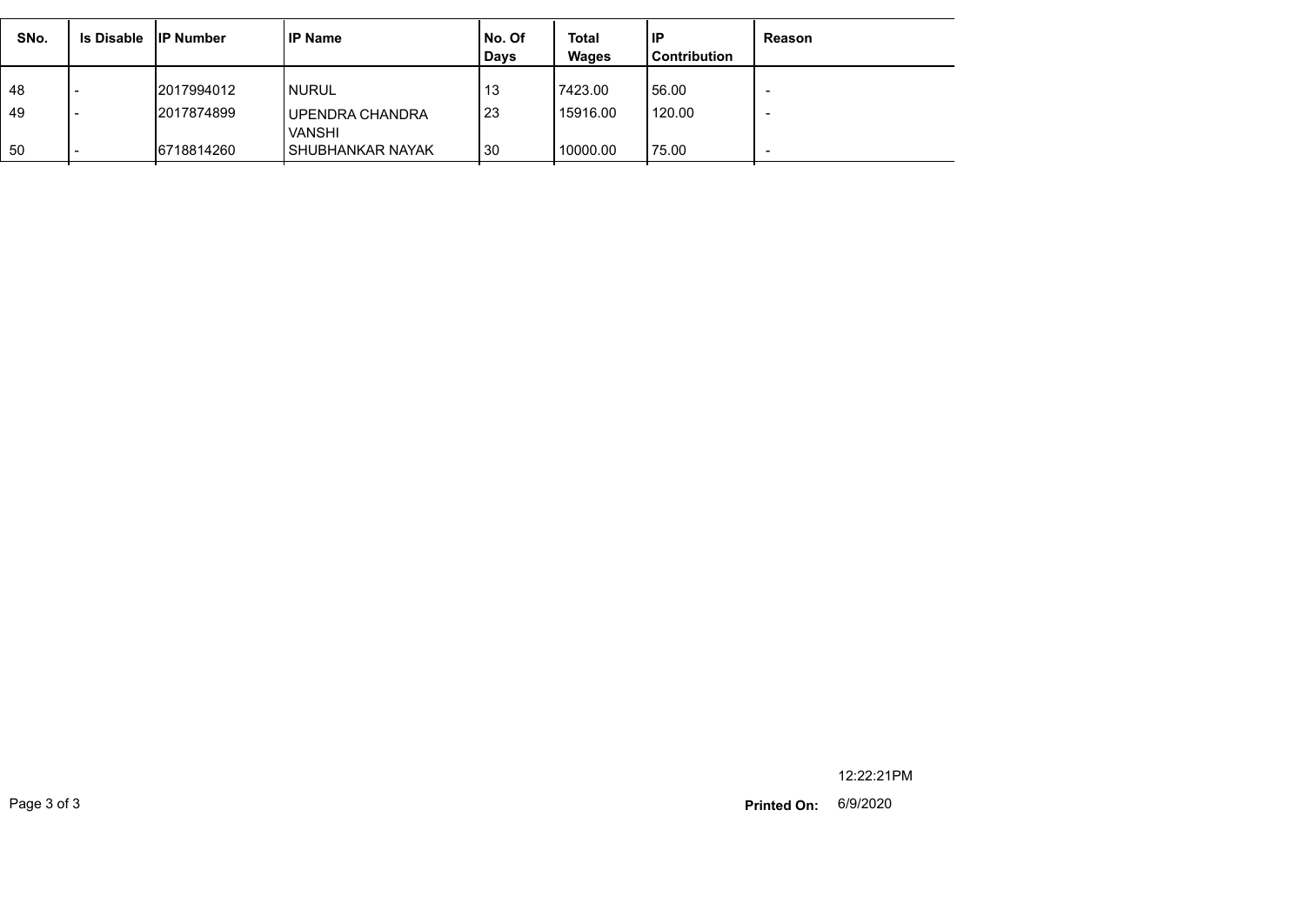| SNo. | Is Disable | IP Number | IP Name | No. Of Days | Total Wages | IP Contribution | Reason |
|---|---|---|---|---|---|---|---|
| 48 | - | 2017994012 | NURUL | 13 | 7423.00 | 56.00 | - |
| 49 | - | 2017874899 | UPENDRA CHANDRA VANSHI | 23 | 15916.00 | 120.00 | - |
| 50 | - | 6718814260 | SHUBHANKAR NAYAK | 30 | 10000.00 | 75.00 | - |

12:22:21PM

**Printed On:** 6/9/2020